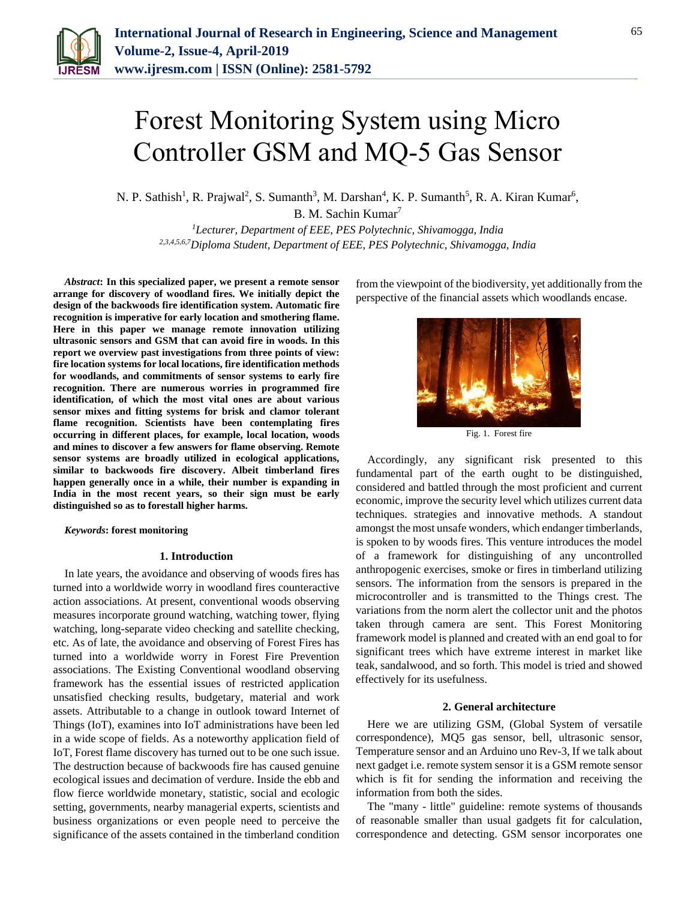# Forest Monitoring System using Micro Controller GSM and MQ-5 Gas Sensor

N. P. Sathish[1], R. Prajwal[2], S. Sumanth[3], M. Darshan[4], K. P. Sumanth[5], R. A. Kiran Kumar[6], B. M. Sachin Kumar[7]

[1]*Lecturer, Department of EEE, PES Polytechnic, Shivamogga, India*
[2,3,4,5,6,7]*Diploma Student, Department of EEE, PES Polytechnic, Shivamogga, India*

***Abstract*: In this specialized paper, we present a remote sensor arrange for discovery of woodland fires. We initially depict the design of the backwoods fire identification system. Automatic fire recognition is imperative for early location and smothering flame. Here in this paper we manage remote innovation utilizing ultrasonic sensors and GSM that can avoid fire in woods. In this report we overview past investigations from three points of view: fire location systems for local locations, fire identification methods for woodlands, and commitments of sensor systems to early fire recognition. There are numerous worries in programmed fire identification, of which the most vital ones are about various sensor mixes and fitting systems for brisk and clamor tolerant flame recognition. Scientists have been contemplating fires occurring in different places, for example, local location, woods and mines to discover a few answers for flame observing. Remote sensor systems are broadly utilized in ecological applications, similar to backwoods fire discovery. Albeit timberland fires happen generally once in a while, their number is expanding in India in the most recent years, so their sign must be early distinguished so as to forestall higher harms.**

***Keywords*: forest monitoring**

## 1. Introduction

In late years, the avoidance and observing of woods fires has turned into a worldwide worry in woodland fires counteractive action associations. At present, conventional woods observing measures incorporate ground watching, watching tower, flying watching, long-separate video checking and satellite checking, etc. As of late, the avoidance and observing of Forest Fires has turned into a worldwide worry in Forest Fire Prevention associations. The Existing Conventional woodland observing framework has the essential issues of restricted application unsatisfied checking results, budgetary, material and work assets. Attributable to a change in outlook toward Internet of Things (IoT), examines into IoT administrations have been led in a wide scope of fields. As a noteworthy application field of IoT, Forest flame discovery has turned out to be one such issue. The destruction because of backwoods fire has caused genuine ecological issues and decimation of verdure. Inside the ebb and flow fierce worldwide monetary, statistic, social and ecologic setting, governments, nearby managerial experts, scientists and business organizations or even people need to perceive the significance of the assets contained in the timberland condition from the viewpoint of the biodiversity, yet additionally from the perspective of the financial assets which woodlands encase.

Fig. 1. Forest fire

Accordingly, any significant risk presented to this fundamental part of the earth ought to be distinguished, considered and battled through the most proficient and current economic, improve the security level which utilizes current data techniques. strategies and innovative methods. A standout amongst the most unsafe wonders, which endanger timberlands, is spoken to by woods fires. This venture introduces the model of a framework for distinguishing of any uncontrolled anthropogenic exercises, smoke or fires in timberland utilizing sensors. The information from the sensors is prepared in the microcontroller and is transmitted to the Things crest. The variations from the norm alert the collector unit and the photos taken through camera are sent. This Forest Monitoring framework model is planned and created with an end goal to for significant trees which have extreme interest in market like teak, sandalwood, and so forth. This model is tried and showed effectively for its usefulness.

## 2. General architecture

Here we are utilizing GSM, (Global System of versatile correspondence), MQ5 gas sensor, bell, ultrasonic sensor, Temperature sensor and an Arduino uno Rev-3, If we talk about next gadget i.e. remote system sensor it is a GSM remote sensor which is fit for sending the information and receiving the information from both the sides.

The "many - little" guideline: remote systems of thousands of reasonable smaller than usual gadgets fit for calculation, correspondence and detecting. GSM sensor incorporates one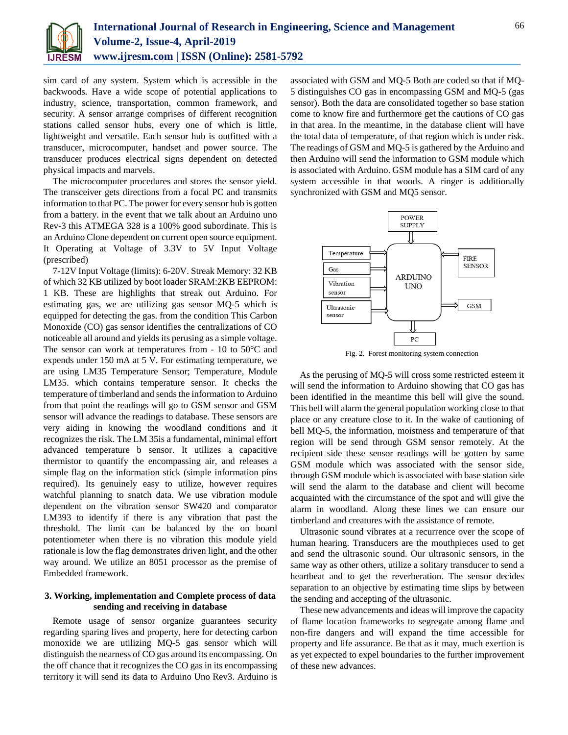sim card of any system. System which is accessible in the backwoods. Have a wide scope of potential applications to industry, science, transportation, common framework, and security. A sensor arrange comprises of different recognition stations called sensor hubs, every one of which is little, lightweight and versatile. Each sensor hub is outfitted with a transducer, microcomputer, handset and power source. The transducer produces electrical signs dependent on detected physical impacts and marvels.

The microcomputer procedures and stores the sensor yield. The transceiver gets directions from a focal PC and transmits information to that PC. The power for every sensor hub is gotten from a battery. in the event that we talk about an Arduino uno Rev-3 this ATMEGA 328 is a 100% good subordinate. This is an Arduino Clone dependent on current open source equipment. It Operating at Voltage of 3.3V to 5V Input Voltage (prescribed)

7-12V Input Voltage (limits): 6-20V. Streak Memory: 32 KB of which 32 KB utilized by boot loader SRAM:2KB EEPROM: 1 KB. These are highlights that streak out Arduino. For estimating gas, we are utilizing gas sensor MQ-5 which is equipped for detecting the gas. from the condition This Carbon Monoxide (CO) gas sensor identifies the centralizations of CO noticeable all around and yields its perusing as a simple voltage. The sensor can work at temperatures from - 10 to 50°C and expends under 150 mA at 5 V. For estimating temperature, we are using LM35 Temperature Sensor; Temperature, Module LM35. which contains temperature sensor. It checks the temperature of timberland and sends the information to Arduino from that point the readings will go to GSM sensor and GSM sensor will advance the readings to database. These sensors are very aiding in knowing the woodland conditions and it recognizes the risk. The LM 35is a fundamental, minimal effort advanced temperature b sensor. It utilizes a capacitive thermistor to quantify the encompassing air, and releases a simple flag on the information stick (simple information pins required). Its genuinely easy to utilize, however requires watchful planning to snatch data. We use vibration module dependent on the vibration sensor SW420 and comparator LM393 to identify if there is any vibration that past the threshold. The limit can be balanced by the on board potentiometer when there is no vibration this module yield rationale is low the flag demonstrates driven light, and the other way around. We utilize an 8051 processor as the premise of Embedded framework.

## 3. Working, implementation and Complete process of data sending and receiving in database

Remote usage of sensor organize guarantees security regarding sparing lives and property, here for detecting carbon monoxide we are utilizing MQ-5 gas sensor which will distinguish the nearness of CO gas around its encompassing. On the off chance that it recognizes the CO gas in its encompassing territory it will send its data to Arduino Uno Rev3. Arduino is associated with GSM and MQ-5 Both are coded so that if MQ-5 distinguishes CO gas in encompassing GSM and MQ-5 (gas sensor). Both the data are consolidated together so base station come to know fire and furthermore get the cautions of CO gas in that area. In the meantime, in the database client will have the total data of temperature, of that region which is under risk. The readings of GSM and MQ-5 is gathered by the Arduino and then Arduino will send the information to GSM module which is associated with Arduino. GSM module has a SIM card of any system accessible in that woods. A ringer is additionally synchronized with GSM and MQ5 sensor.

Fig. 2. Forest monitoring system connection

As the perusing of MQ-5 will cross some restricted esteem it will send the information to Arduino showing that CO gas has been identified in the meantime this bell will give the sound. This bell will alarm the general population working close to that place or any creature close to it. In the wake of cautioning of bell MQ-5, the information, moistness and temperature of that region will be send through GSM sensor remotely. At the recipient side these sensor readings will be gotten by same GSM module which was associated with the sensor side, through GSM module which is associated with base station side will send the alarm to the database and client will become acquainted with the circumstance of the spot and will give the alarm in woodland. Along these lines we can ensure our timberland and creatures with the assistance of remote.

Ultrasonic sound vibrates at a recurrence over the scope of human hearing. Transducers are the mouthpieces used to get and send the ultrasonic sound. Our ultrasonic sensors, in the same way as other others, utilize a solitary transducer to send a heartbeat and to get the reverberation. The sensor decides separation to an objective by estimating time slips by between the sending and accepting of the ultrasonic.

These new advancements and ideas will improve the capacity of flame location frameworks to segregate among flame and non-fire dangers and will expand the time accessible for property and life assurance. Be that as it may, much exertion is as yet expected to expel boundaries to the further improvement of these new advances.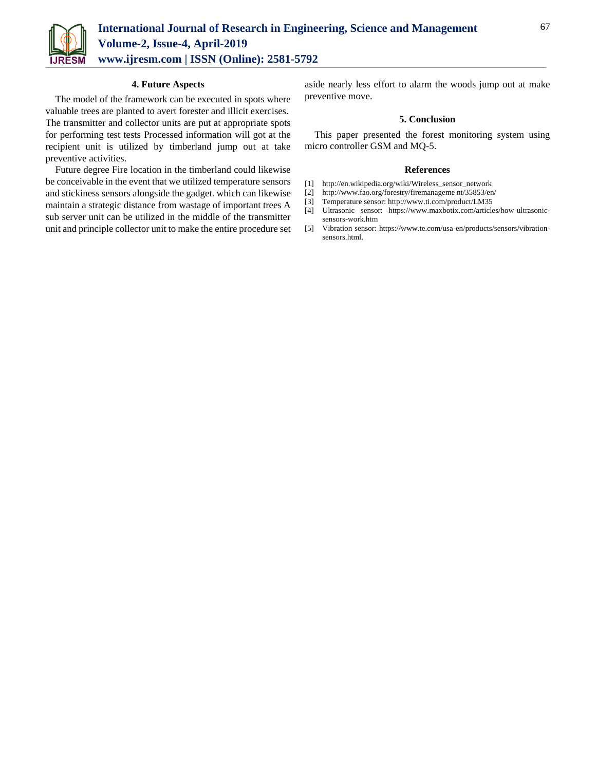## 4. Future Aspects

The model of the framework can be executed in spots where valuable trees are planted to avert forester and illicit exercises. The transmitter and collector units are put at appropriate spots for performing test tests Processed information will got at the recipient unit is utilized by timberland jump out at take preventive activities.

Future degree Fire location in the timberland could likewise be conceivable in the event that we utilized temperature sensors and stickiness sensors alongside the gadget. which can likewise maintain a strategic distance from wastage of important trees A sub server unit can be utilized in the middle of the transmitter unit and principle collector unit to make the entire procedure set aside nearly less effort to alarm the woods jump out at make preventive move.

## 5. Conclusion

This paper presented the forest monitoring system using micro controller GSM and MQ-5.

## References

[1] http://en.wikipedia.org/wiki/Wireless_sensor_network
[2] http://www.fao.org/forestry/firemanageme nt/35853/en/
[3] Temperature sensor: http://www.ti.com/product/LM35
[4] Ultrasonic sensor: https://www.maxbotix.com/articles/how-ultrasonic-sensors-work.htm
[5] Vibration sensor: https://www.te.com/usa-en/products/sensors/vibration-sensors.html.